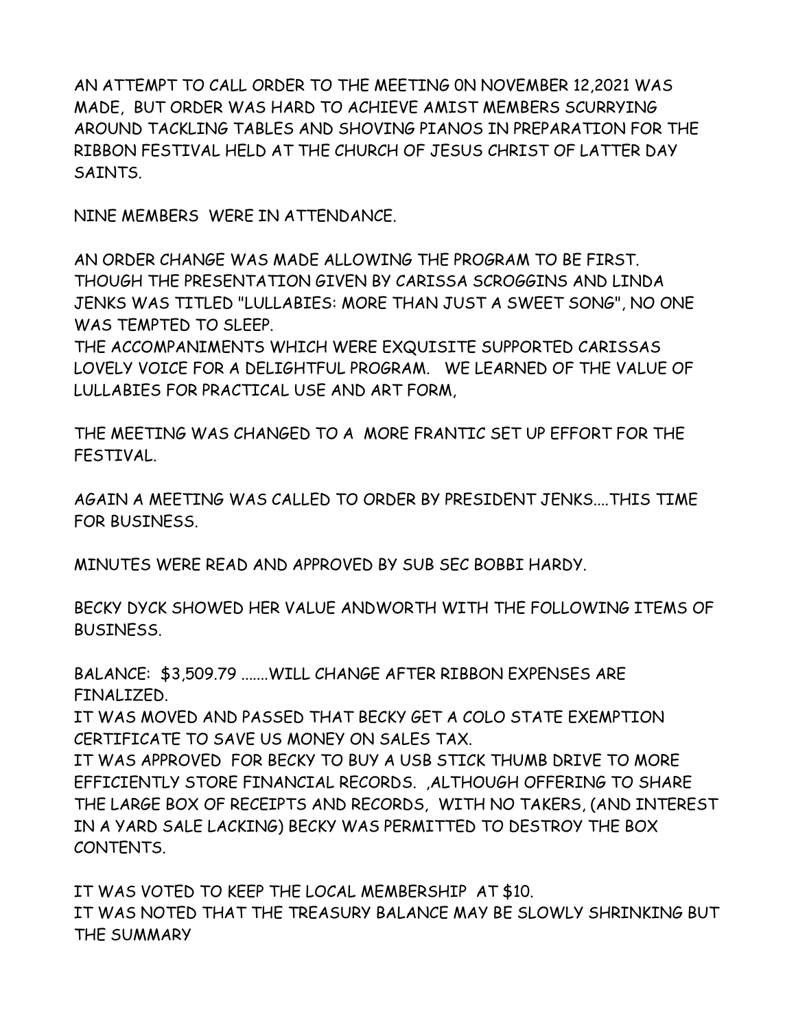AN ATTEMPT TO CALL ORDER TO THE MEETING 0N NOVEMBER 12,2021 WAS MADE, BUT ORDER WAS HARD TO ACHIEVE AMIST MEMBERS SCURRYING AROUND TACKLING TABLES AND SHOVING PIANOS IN PREPARATION FOR THE RIBBON FESTIVAL HELD AT THE CHURCH OF JESUS CHRIST OF LATTER DAY SAINTS.

NINE MEMBERS WERE IN ATTENDANCE.

AN ORDER CHANGE WAS MADE ALLOWING THE PROGRAM TO BE FIRST. THOUGH THE PRESENTATION GIVEN BY CARISSA SCROGGINS AND LINDA JENKS WAS TITLED "LULLABIES: MORE THAN JUST A SWEET SONG", NO ONE WAS TEMPTED TO SLEEP.
THE ACCOMPANIMENTS WHICH WERE EXQUISITE SUPPORTED CARISSAS LOVELY VOICE FOR A DELIGHTFUL PROGRAM. WE LEARNED OF THE VALUE OF LULLABIES FOR PRACTICAL USE AND ART FORM,

THE MEETING WAS CHANGED TO A MORE FRANTIC SET UP EFFORT FOR THE FESTIVAL.

AGAIN A MEETING WAS CALLED TO ORDER BY PRESIDENT JENKS....THIS TIME FOR BUSINESS.

MINUTES WERE READ AND APPROVED BY SUB SEC BOBBI HARDY.

BECKY DYCK SHOWED HER VALUE ANDWORTH WITH THE FOLLOWING ITEMS OF BUSINESS.

BALANCE: $3,509.79 .......WILL CHANGE AFTER RIBBON EXPENSES ARE FINALIZED.
IT WAS MOVED AND PASSED THAT BECKY GET A COLO STATE EXEMPTION CERTIFICATE TO SAVE US MONEY ON SALES TAX.
IT WAS APPROVED FOR BECKY TO BUY A USB STICK THUMB DRIVE TO MORE EFFICIENTLY STORE FINANCIAL RECORDS. ,ALTHOUGH OFFERING TO SHARE THE LARGE BOX OF RECEIPTS AND RECORDS, WITH NO TAKERS, (AND INTEREST IN A YARD SALE LACKING) BECKY WAS PERMITTED TO DESTROY THE BOX CONTENTS.

IT WAS VOTED TO KEEP THE LOCAL MEMBERSHIP AT $10.
IT WAS NOTED THAT THE TREASURY BALANCE MAY BE SLOWLY SHRINKING BUT THE SUMMARY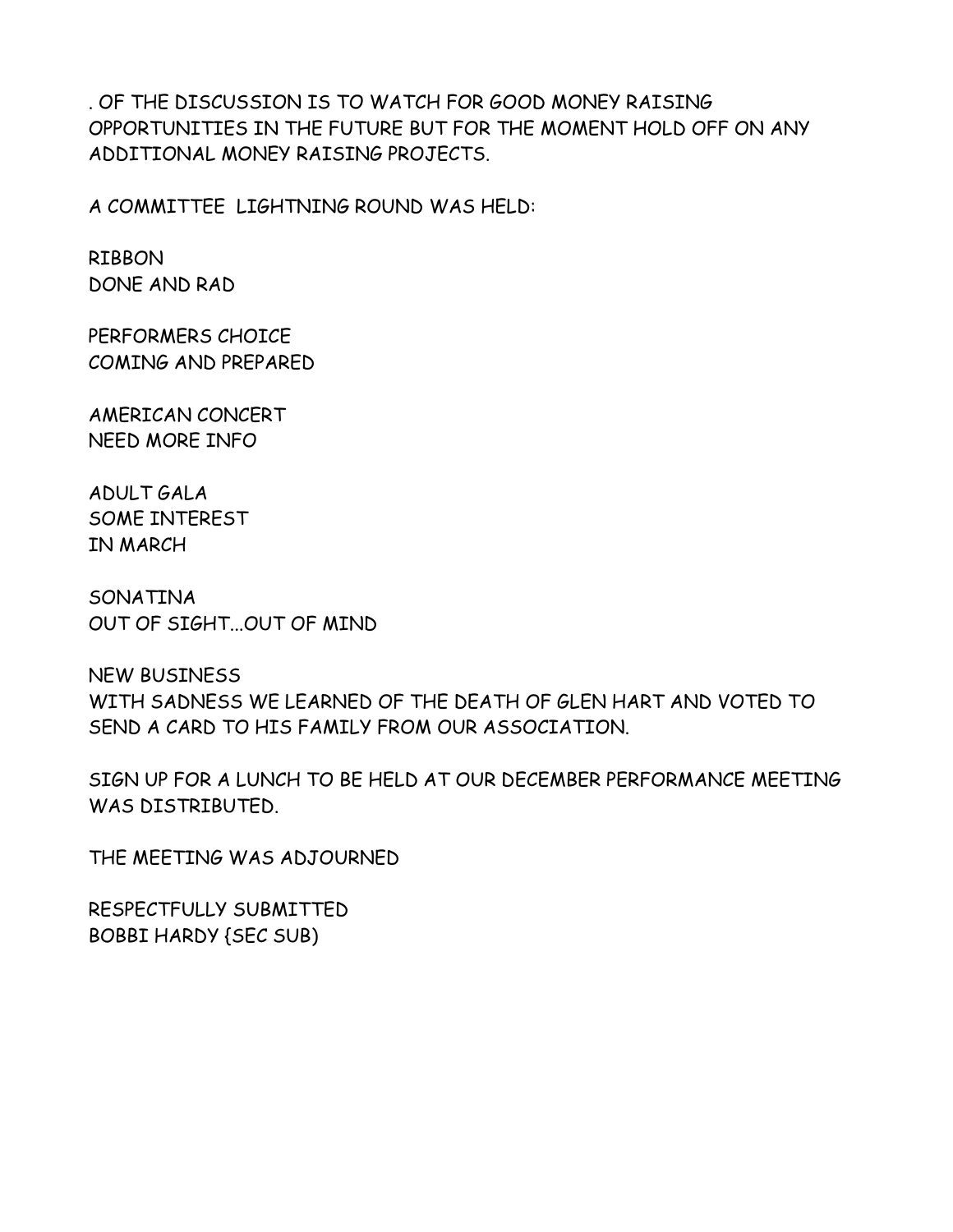. OF THE DISCUSSION IS TO WATCH FOR GOOD MONEY RAISING OPPORTUNITIES IN THE FUTURE BUT FOR THE MOMENT HOLD OFF ON ANY ADDITIONAL MONEY RAISING PROJECTS.

A COMMITTEE LIGHTNING ROUND WAS HELD:

RIBBON
DONE AND RAD

PERFORMERS CHOICE
COMING AND PREPARED

AMERICAN CONCERT
NEED MORE INFO

ADULT GALA
SOME INTEREST
IN MARCH

SONATINA
OUT OF SIGHT...OUT OF MIND

NEW BUSINESS
WITH SADNESS WE LEARNED OF THE DEATH OF GLEN HART AND VOTED TO SEND A CARD TO HIS FAMILY FROM OUR ASSOCIATION.

SIGN UP FOR A LUNCH TO BE HELD AT OUR DECEMBER PERFORMANCE MEETING WAS DISTRIBUTED.

THE MEETING WAS ADJOURNED

RESPECTFULLY SUBMITTED
BOBBI HARDY {SEC SUB)